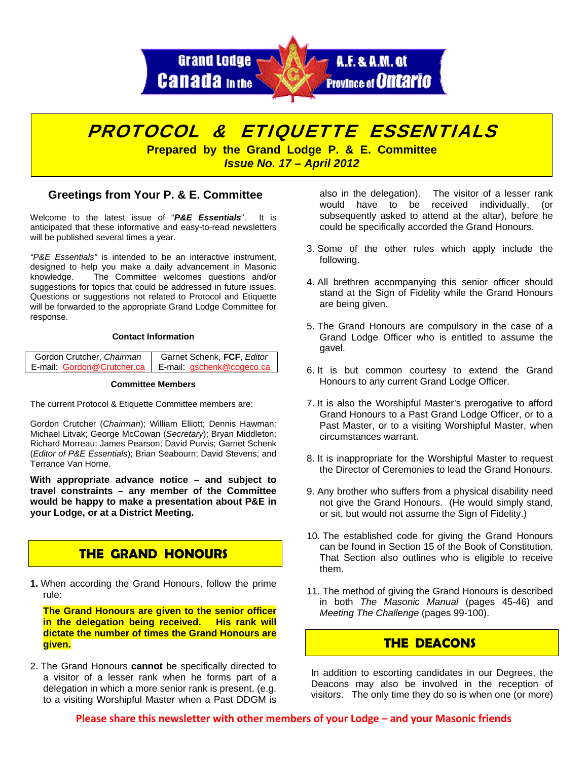Grand Lodge A.F. & A.M. of Canada in the Province of Ontario

# PROTOCOL & ETIQUETTE ESSENTIALS

**Prepared by the Grand Lodge P. & E. Committee**

***Issue No. 17 – April 2012***

## Greetings from Your P. & E. Committee

Welcome to the latest issue of "***P&E Essentials***". It is anticipated that these informative and easy-to-read newsletters will be published several times a year.

*"P&E Essentials"* is intended to be an interactive instrument, designed to help you make a daily advancement in Masonic knowledge. The Committee welcomes questions and/or suggestions for topics that could be addressed in future issues. Questions or suggestions not related to Protocol and Etiquette will be forwarded to the appropriate Grand Lodge Committee for response.

**Contact Information**

| Gordon Crutcher, *Chairman* | Garnet Schenk, **FCF**, *Editor* |
|---|---|
| E-mail: Gordon@Crutcher.ca | E-mail: gschenk@cogeco.ca |

**Committee Members**

The current Protocol & Etiquette Committee members are:

Gordon Crutcher (*Chairman*); William Elliott; Dennis Hawman; Michael Litvak; George McCowan (*Secretary*); Bryan Middleton; Richard Morreau; James Pearson; David Purvis; Garnet Schenk (*Editor of P&E Essentials*); Brian Seabourn; David Stevens; and Terrance Van Horne.

**With appropriate advance notice – and subject to travel constraints – any member of the Committee would be happy to make a presentation about P&E in your Lodge, or at a District Meeting.**

## THE GRAND HONOURS

**1.** When according the Grand Honours, follow the prime rule:

**The Grand Honours are given to the senior officer in the delegation being received. His rank will dictate the number of times the Grand Honours are given.**

2. The Grand Honours **cannot** be specifically directed to a visitor of a lesser rank when he forms part of a delegation in which a more senior rank is present, (e.g. to a visiting Worshipful Master when a Past DDGM is also in the delegation). The visitor of a lesser rank would have to be received individually, (or subsequently asked to attend at the altar), before he could be specifically accorded the Grand Honours.

3. Some of the other rules which apply include the following.

4. All brethren accompanying this senior officer should stand at the Sign of Fidelity while the Grand Honours are being given.

5. The Grand Honours are compulsory in the case of a Grand Lodge Officer who is entitled to assume the gavel.

6. It is but common courtesy to extend the Grand Honours to any current Grand Lodge Officer.

7. It is also the Worshipful Master's prerogative to afford Grand Honours to a Past Grand Lodge Officer, or to a Past Master, or to a visiting Worshipful Master, when circumstances warrant.

8. It is inappropriate for the Worshipful Master to request the Director of Ceremonies to lead the Grand Honours.

9. Any brother who suffers from a physical disability need not give the Grand Honours. (He would simply stand, or sit, but would not assume the Sign of Fidelity.)

10. The established code for giving the Grand Honours can be found in Section 15 of the Book of Constitution. That Section also outlines who is eligible to receive them.

11. The method of giving the Grand Honours is described in both *The Masonic Manual* (pages 45-46) and *Meeting The Challenge* (pages 99-100).

## THE DEACONS

In addition to escorting candidates in our Degrees, the Deacons may also be involved in the reception of visitors. The only time they do so is when one (or more)

**Please share this newsletter with other members of your Lodge – and your Masonic friends**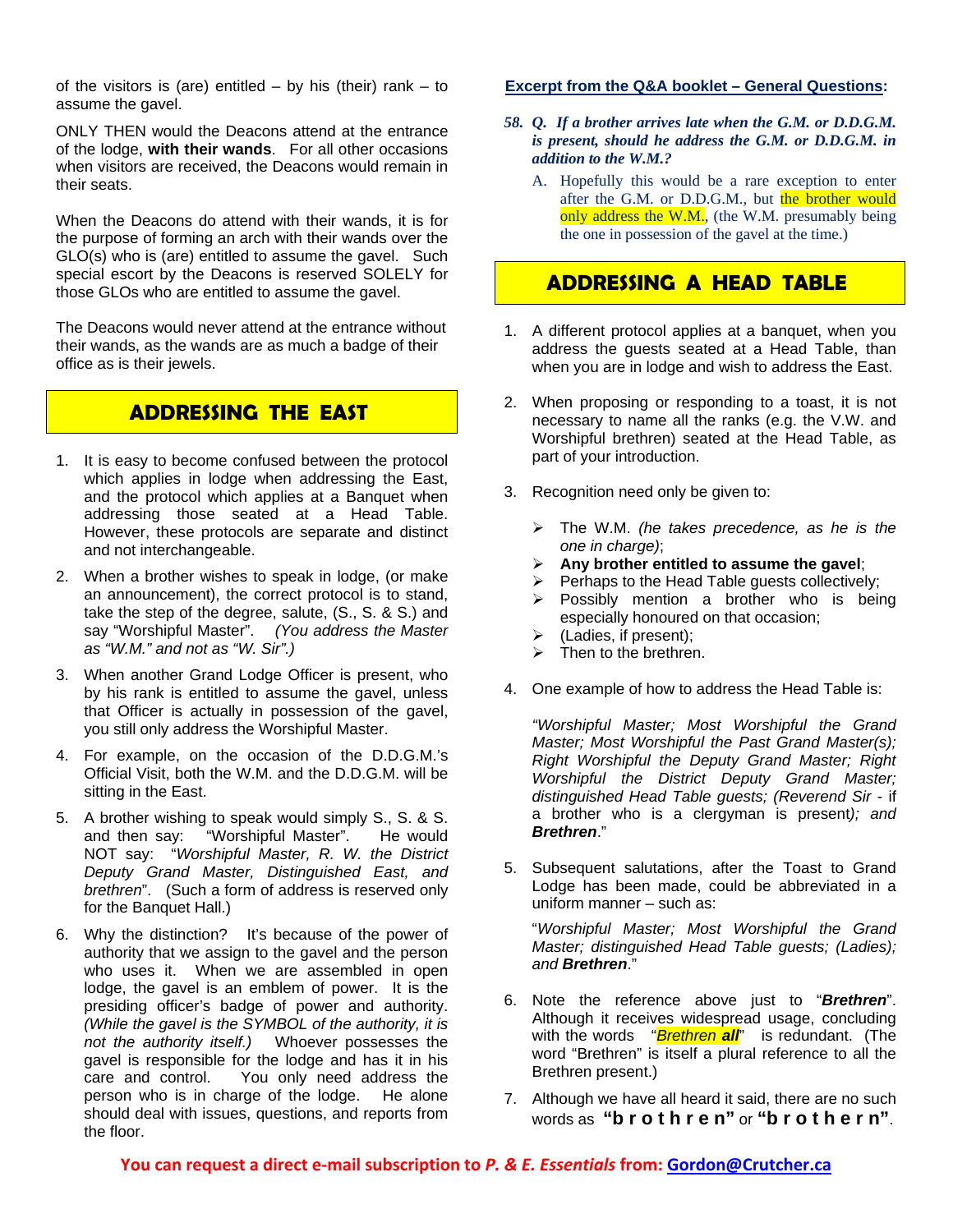of the visitors is (are) entitled – by his (their) rank – to assume the gavel.

ONLY THEN would the Deacons attend at the entrance of the lodge, **with their wands**. For all other occasions when visitors are received, the Deacons would remain in their seats.

When the Deacons do attend with their wands, it is for the purpose of forming an arch with their wands over the GLO(s) who is (are) entitled to assume the gavel. Such special escort by the Deacons is reserved SOLELY for those GLOs who are entitled to assume the gavel.

The Deacons would never attend at the entrance without their wands, as the wands are as much a badge of their office as is their jewels.

## ADDRESSING THE EAST

1. It is easy to become confused between the protocol which applies in lodge when addressing the East, and the protocol which applies at a Banquet when addressing those seated at a Head Table. However, these protocols are separate and distinct and not interchangeable.
2. When a brother wishes to speak in lodge, (or make an announcement), the correct protocol is to stand, take the step of the degree, salute, (S., S. & S.) and say "Worshipful Master". *(You address the Master as "W.M." and not as "W. Sir".)*
3. When another Grand Lodge Officer is present, who by his rank is entitled to assume the gavel, unless that Officer is actually in possession of the gavel, you still only address the Worshipful Master.
4. For example, on the occasion of the D.D.G.M.'s Official Visit, both the W.M. and the D.D.G.M. will be sitting in the East.
5. A brother wishing to speak would simply S., S. & S. and then say: "Worshipful Master". He would NOT say: "*Worshipful Master, R. W. the District Deputy Grand Master, Distinguished East, and brethren*". (Such a form of address is reserved only for the Banquet Hall.)
6. Why the distinction? It's because of the power of authority that we assign to the gavel and the person who uses it. When we are assembled in open lodge, the gavel is an emblem of power. It is the presiding officer's badge of power and authority. *(While the gavel is the SYMBOL of the authority, it is not the authority itself.)* Whoever possesses the gavel is responsible for the lodge and has it in his care and control. You only need address the person who is in charge of the lodge. He alone should deal with issues, questions, and reports from the floor.

**Excerpt from the Q&A booklet – General Questions:**

***58. Q. If a brother arrives late when the G.M. or D.D.G.M. is present, should he address the G.M. or D.D.G.M. in addition to the W.M.?***

A. Hopefully this would be a rare exception to enter after the G.M. or D.D.G.M., but the brother would only address the W.M., (the W.M. presumably being the one in possession of the gavel at the time.)

## ADDRESSING A HEAD TABLE

1. A different protocol applies at a banquet, when you address the guests seated at a Head Table, than when you are in lodge and wish to address the East.
2. When proposing or responding to a toast, it is not necessary to name all the ranks (e.g. the V.W. and Worshipful brethren) seated at the Head Table, as part of your introduction.
3. Recognition need only be given to:
   - The W.M. *(he takes precedence, as he is the one in charge)*;
   - **Any brother entitled to assume the gavel**;
   - Perhaps to the Head Table guests collectively;
   - Possibly mention a brother who is being especially honoured on that occasion;
   - (Ladies, if present);
   - Then to the brethren.
4. One example of how to address the Head Table is:

   *"Worshipful Master; Most Worshipful the Grand Master; Most Worshipful the Past Grand Master(s); Right Worshipful the Deputy Grand Master; Right Worshipful the District Deputy Grand Master; distinguished Head Table guests; (Reverend Sir* - if a brother who is a clergyman is present*); and* ***Brethren***."
5. Subsequent salutations, after the Toast to Grand Lodge has been made, could be abbreviated in a uniform manner – such as:

   "*Worshipful Master; Most Worshipful the Grand Master; distinguished Head Table guests; (Ladies); and* ***Brethren***."
6. Note the reference above just to "***Brethren***". Although it receives widespread usage, concluding with the words "*Brethren **all***" is redundant. (The word "Brethren" is itself a plural reference to all the Brethren present.)
7. Although we have all heard it said, there are no such words as **"b r o t h r e n"** or **"b r o t h e r n"**.

**You can request a direct e-mail subscription to *P. & E. Essentials* from: Gordon@Crutcher.ca**